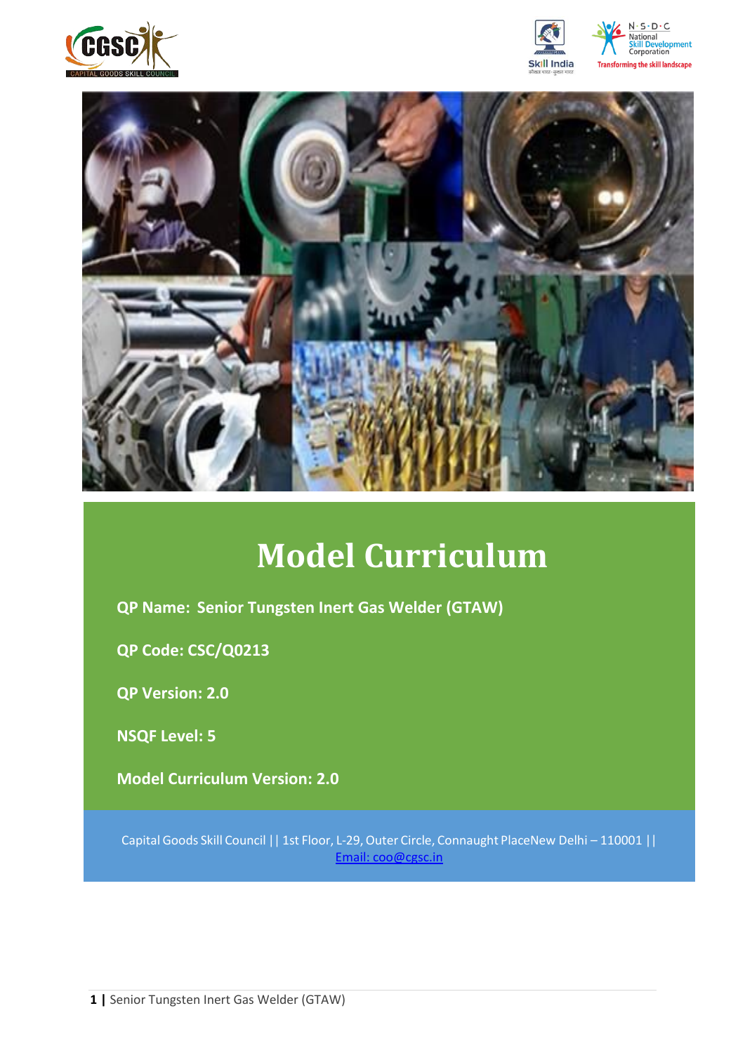# Model Curriculum

**QP Name: Senior Tungsten Inert Gas Welder (GTAW)**

**QP Code: CSC/Q0213**

**QP Version: 2.0**

**NSQF Level: 5**

**Model Curriculum Version: 2.0**

Capital Goods Skill Council || 1st Floor, L-29, Outer Circle, Connaught PlaceNew Delhi – 110001 || Email: coo@cgsc.in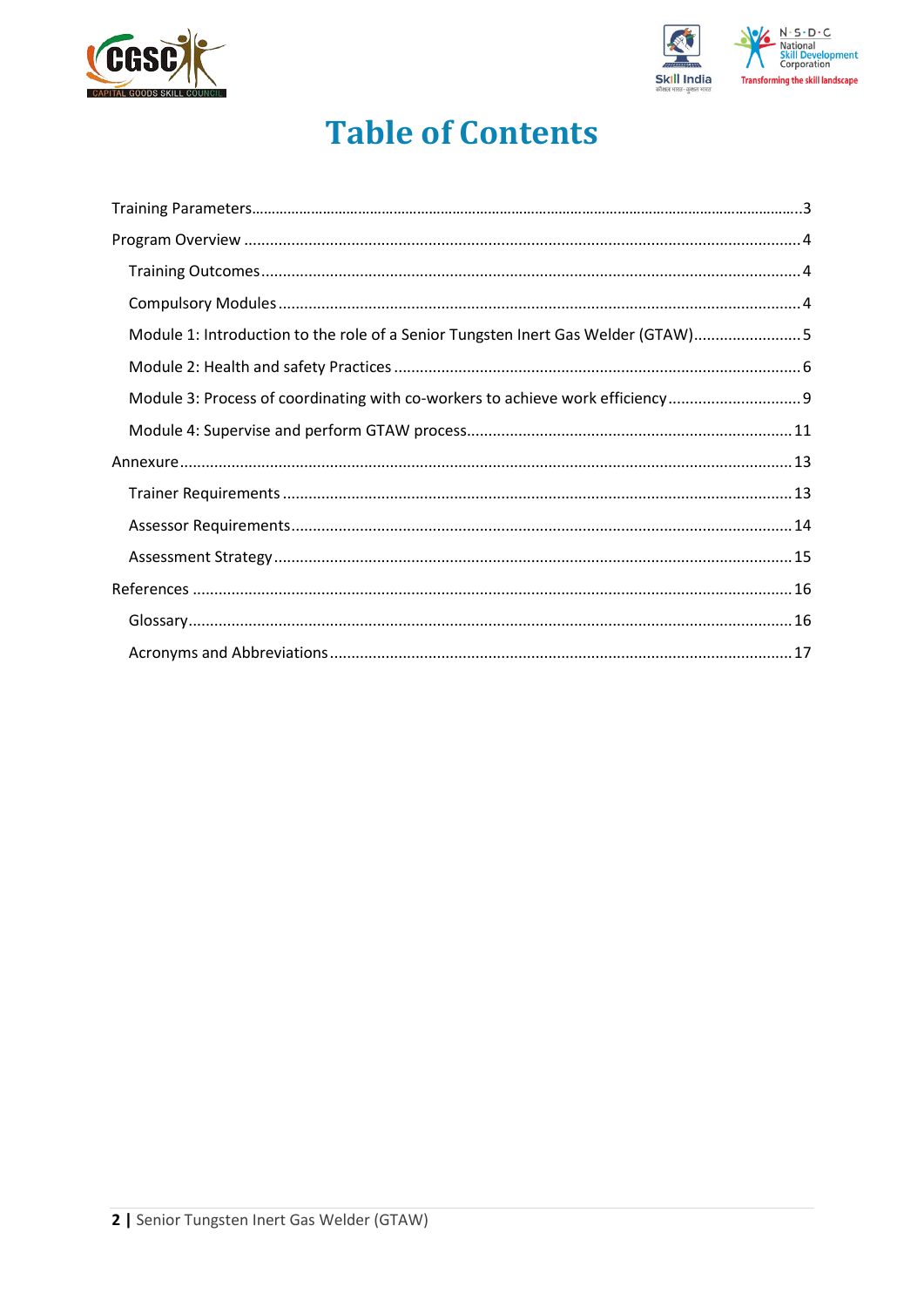# Table of Contents

- Training Parameters ........ 3
- Program Overview ........ 4
  - Training Outcomes ........ 4
  - Compulsory Modules ........ 4
  - Module 1: Introduction to the role of a Senior Tungsten Inert Gas Welder (GTAW) ........ 5
  - Module 2: Health and safety Practices ........ 6
  - Module 3: Process of coordinating with co-workers to achieve work efficiency ........ 9
  - Module 4: Supervise and perform GTAW process ........ 11
- Annexure ........ 13
  - Trainer Requirements ........ 13
  - Assessor Requirements ........ 14
  - Assessment Strategy ........ 15
- References ........ 16
  - Glossary ........ 16
  - Acronyms and Abbreviations ........ 17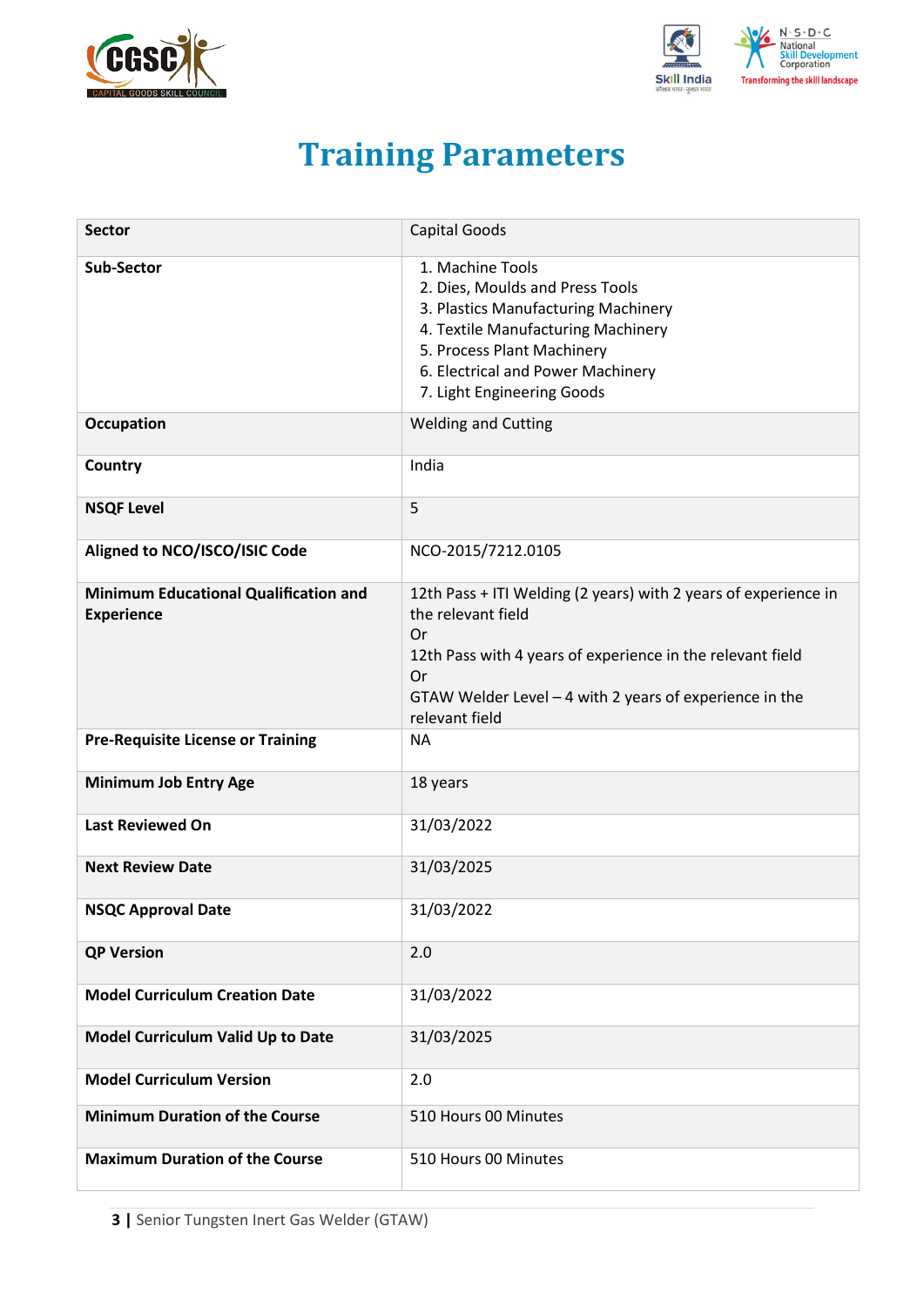# Training Parameters

| | |
|---|---|
| **Sector** | Capital Goods |
| **Sub-Sector** | 1. Machine Tools<br>2. Dies, Moulds and Press Tools<br>3. Plastics Manufacturing Machinery<br>4. Textile Manufacturing Machinery<br>5. Process Plant Machinery<br>6. Electrical and Power Machinery<br>7. Light Engineering Goods |
| **Occupation** | Welding and Cutting |
| **Country** | India |
| **NSQF Level** | 5 |
| **Aligned to NCO/ISCO/ISIC Code** | NCO-2015/7212.0105 |
| **Minimum Educational Qualification and Experience** | 12th Pass + ITI Welding (2 years) with 2 years of experience in the relevant field<br>Or<br>12th Pass with 4 years of experience in the relevant field<br>Or<br>GTAW Welder Level – 4 with 2 years of experience in the relevant field |
| **Pre-Requisite License or Training** | NA |
| **Minimum Job Entry Age** | 18 years |
| **Last Reviewed On** | 31/03/2022 |
| **Next Review Date** | 31/03/2025 |
| **NSQC Approval Date** | 31/03/2022 |
| **QP Version** | 2.0 |
| **Model Curriculum Creation Date** | 31/03/2022 |
| **Model Curriculum Valid Up to Date** | 31/03/2025 |
| **Model Curriculum Version** | 2.0 |
| **Minimum Duration of the Course** | 510 Hours 00 Minutes |
| **Maximum Duration of the Course** | 510 Hours 00 Minutes |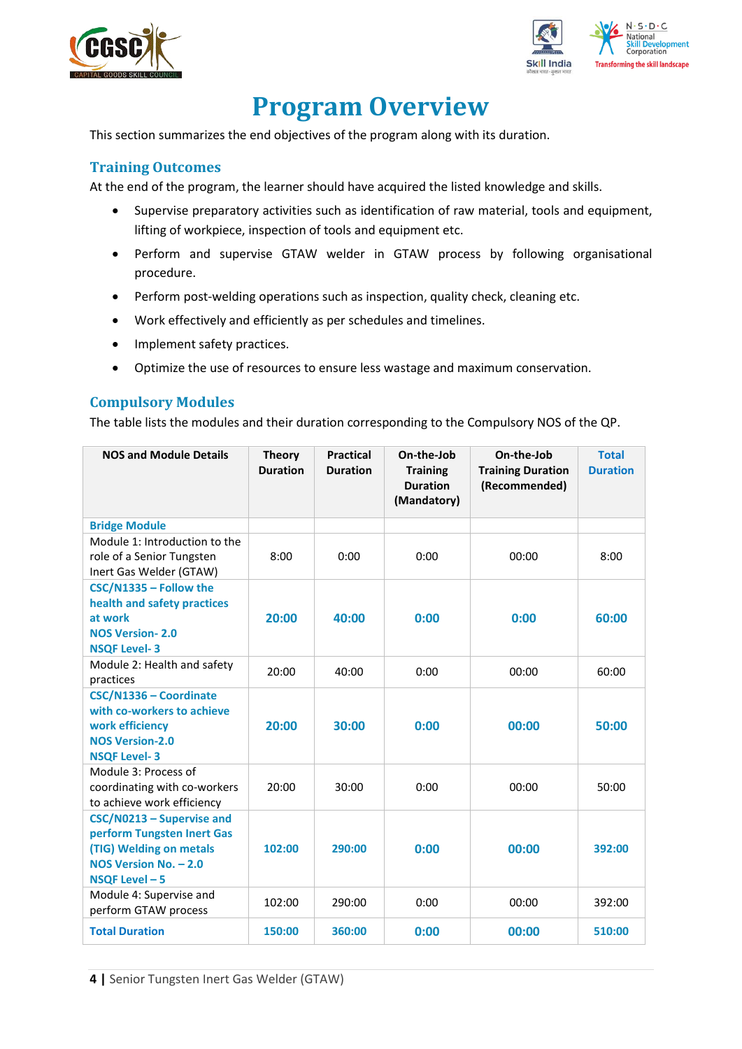# Program Overview

This section summarizes the end objectives of the program along with its duration.

## Training Outcomes

At the end of the program, the learner should have acquired the listed knowledge and skills.

- Supervise preparatory activities such as identification of raw material, tools and equipment, lifting of workpiece, inspection of tools and equipment etc.
- Perform and supervise GTAW welder in GTAW process by following organisational procedure.
- Perform post-welding operations such as inspection, quality check, cleaning etc.
- Work effectively and efficiently as per schedules and timelines.
- Implement safety practices.
- Optimize the use of resources to ensure less wastage and maximum conservation.

## Compulsory Modules

The table lists the modules and their duration corresponding to the Compulsory NOS of the QP.

| NOS and Module Details | Theory Duration | Practical Duration | On-the-Job Training Duration (Mandatory) | On-the-Job Training Duration (Recommended) | Total Duration |
|---|---|---|---|---|---|
| **Bridge Module** | | | | | |
| Module 1: Introduction to the role of a Senior Tungsten Inert Gas Welder (GTAW) | 8:00 | 0:00 | 0:00 | 00:00 | 8:00 |
| **CSC/N1335 – Follow the health and safety practices at work**<br>**NOS Version- 2.0**<br>**NSQF Level- 3** | **20:00** | **40:00** | **0:00** | **0:00** | **60:00** |
| Module 2: Health and safety practices | 20:00 | 40:00 | 0:00 | 00:00 | 60:00 |
| **CSC/N1336 – Coordinate with co-workers to achieve work efficiency**<br>**NOS Version-2.0**<br>**NSQF Level- 3** | **20:00** | **30:00** | **0:00** | **00:00** | **50:00** |
| Module 3: Process of coordinating with co-workers to achieve work efficiency | 20:00 | 30:00 | 0:00 | 00:00 | 50:00 |
| **CSC/N0213 – Supervise and perform Tungsten Inert Gas (TIG) Welding on metals**<br>**NOS Version No. – 2.0**<br>**NSQF Level – 5** | **102:00** | **290:00** | **0:00** | **00:00** | **392:00** |
| Module 4: Supervise and perform GTAW process | 102:00 | 290:00 | 0:00 | 00:00 | 392:00 |
| **Total Duration** | **150:00** | **360:00** | **0:00** | **00:00** | **510:00** |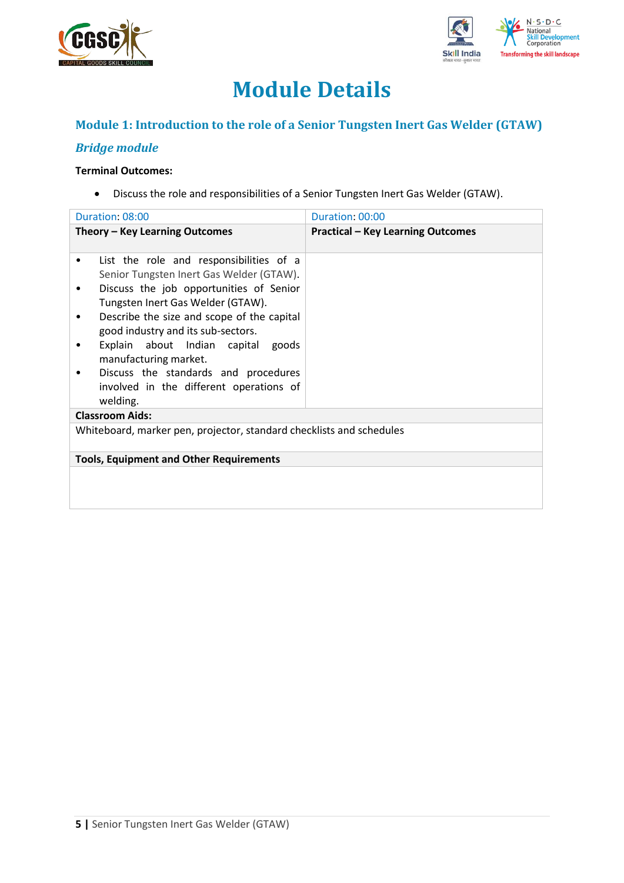# Module Details

## Module 1: Introduction to the role of a Senior Tungsten Inert Gas Welder (GTAW)

### *Bridge module*

**Terminal Outcomes:**

- Discuss the role and responsibilities of a Senior Tungsten Inert Gas Welder (GTAW).

| Duration: 08:00 | Duration: 00:00 |
|---|---|
| **Theory – Key Learning Outcomes** | **Practical – Key Learning Outcomes** |
| • List the role and responsibilities of a Senior Tungsten Inert Gas Welder (GTAW).<br>• Discuss the job opportunities of Senior Tungsten Inert Gas Welder (GTAW).<br>• Describe the size and scope of the capital good industry and its sub-sectors.<br>• Explain about Indian capital goods manufacturing market.<br>• Discuss the standards and procedures involved in the different operations of welding. | |
| **Classroom Aids:** | |
| Whiteboard, marker pen, projector, standard checklists and schedules | |
| **Tools, Equipment and Other Requirements** | |
| | |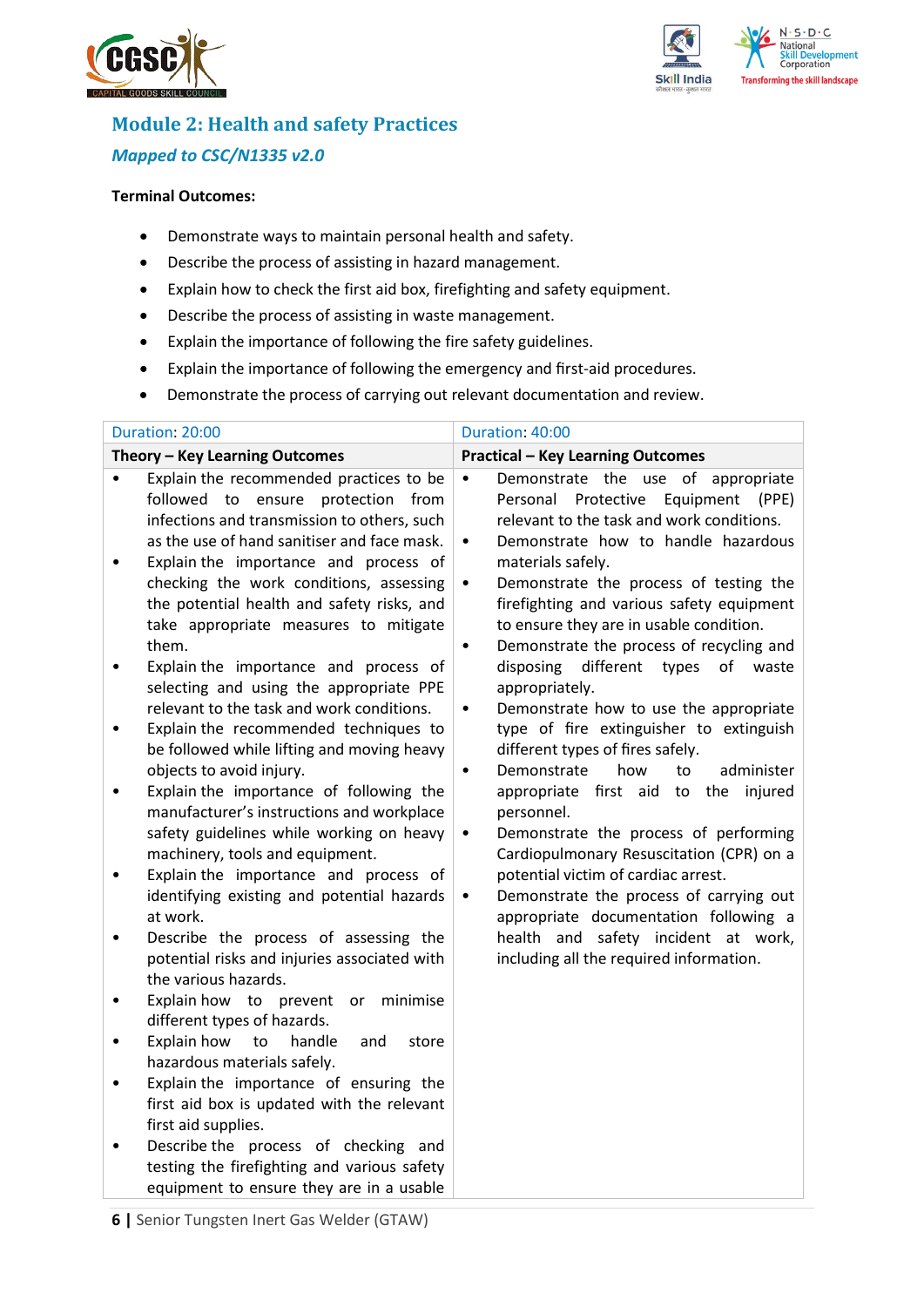## Module 2: Health and safety Practices

### *Mapped to CSC/N1335 v2.0*

**Terminal Outcomes:**

- Demonstrate ways to maintain personal health and safety.
- Describe the process of assisting in hazard management.
- Explain how to check the first aid box, firefighting and safety equipment.
- Describe the process of assisting in waste management.
- Explain the importance of following the fire safety guidelines.
- Explain the importance of following the emergency and first-aid procedures.
- Demonstrate the process of carrying out relevant documentation and review.

| Duration: 20:00 | Duration: 40:00 |
|---|---|
| **Theory – Key Learning Outcomes** | **Practical – Key Learning Outcomes** |
| • Explain the recommended practices to be followed to ensure protection from infections and transmission to others, such as the use of hand sanitiser and face mask.<br>• Explain the importance and process of checking the work conditions, assessing the potential health and safety risks, and take appropriate measures to mitigate them.<br>• Explain the importance and process of selecting and using the appropriate PPE relevant to the task and work conditions.<br>• Explain the recommended techniques to be followed while lifting and moving heavy objects to avoid injury.<br>• Explain the importance of following the manufacturer's instructions and workplace safety guidelines while working on heavy machinery, tools and equipment.<br>• Explain the importance and process of identifying existing and potential hazards at work.<br>• Describe the process of assessing the potential risks and injuries associated with the various hazards.<br>• Explain how to prevent or minimise different types of hazards.<br>• Explain how to handle and store hazardous materials safely.<br>• Explain the importance of ensuring the first aid box is updated with the relevant first aid supplies.<br>• Describe the process of checking and testing the firefighting and various safety equipment to ensure they are in a usable | • Demonstrate the use of appropriate Personal Protective Equipment (PPE) relevant to the task and work conditions.<br>• Demonstrate how to handle hazardous materials safely.<br>• Demonstrate the process of testing the firefighting and various safety equipment to ensure they are in usable condition.<br>• Demonstrate the process of recycling and disposing different types of waste appropriately.<br>• Demonstrate how to use the appropriate type of fire extinguisher to extinguish different types of fires safely.<br>• Demonstrate how to administer appropriate first aid to the injured personnel.<br>• Demonstrate the process of performing Cardiopulmonary Resuscitation (CPR) on a potential victim of cardiac arrest.<br>• Demonstrate the process of carrying out appropriate documentation following a health and safety incident at work, including all the required information. |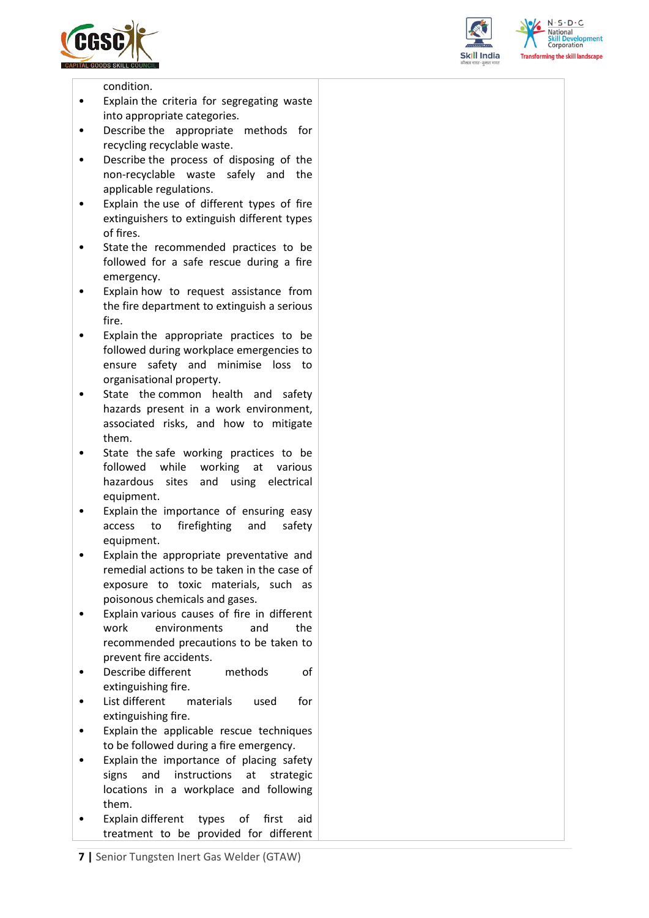| | |
|---|---|
| condition.<br>• Explain the criteria for segregating waste into appropriate categories.<br>• Describe the appropriate methods for recycling recyclable waste.<br>• Describe the process of disposing of the non-recyclable waste safely and the applicable regulations.<br>• Explain the use of different types of fire extinguishers to extinguish different types of fires.<br>• State the recommended practices to be followed for a safe rescue during a fire emergency.<br>• Explain how to request assistance from the fire department to extinguish a serious fire.<br>• Explain the appropriate practices to be followed during workplace emergencies to ensure safety and minimise loss to organisational property.<br>• State the common health and safety hazards present in a work environment, associated risks, and how to mitigate them.<br>• State the safe working practices to be followed while working at various hazardous sites and using electrical equipment.<br>• Explain the importance of ensuring easy access to firefighting and safety equipment.<br>• Explain the appropriate preventative and remedial actions to be taken in the case of exposure to toxic materials, such as poisonous chemicals and gases.<br>• Explain various causes of fire in different work environments and the recommended precautions to be taken to prevent fire accidents.<br>• Describe different methods of extinguishing fire.<br>• List different materials used for extinguishing fire.<br>• Explain the applicable rescue techniques to be followed during a fire emergency.<br>• Explain the importance of placing safety signs and instructions at strategic locations in a workplace and following them.<br>• Explain different types of first aid treatment to be provided for different | |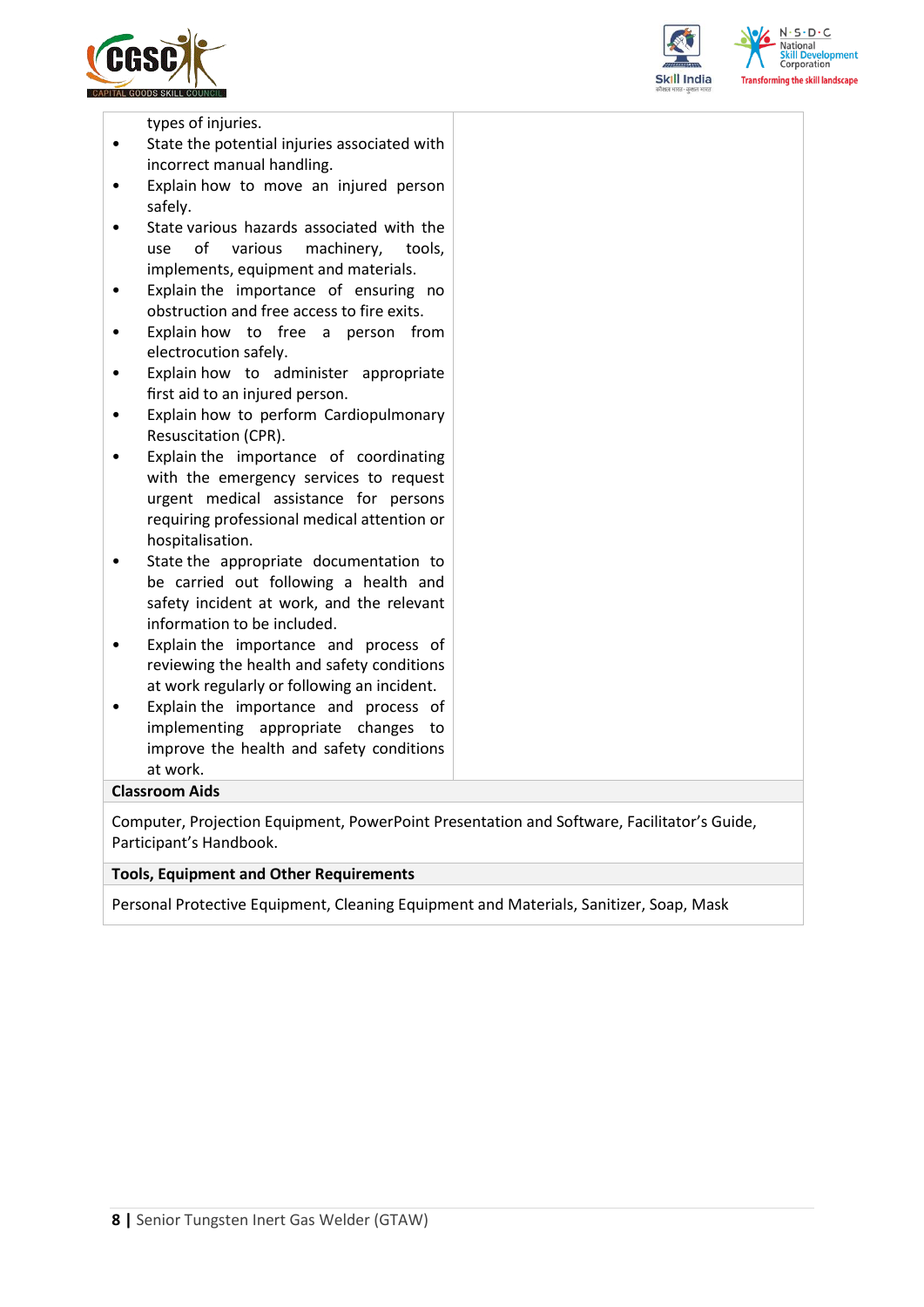| | |
|---|---|
| types of injuries.<br>• State the potential injuries associated with incorrect manual handling.<br>• Explain how to move an injured person safely.<br>• State various hazards associated with the use of various machinery, tools, implements, equipment and materials.<br>• Explain the importance of ensuring no obstruction and free access to fire exits.<br>• Explain how to free a person from electrocution safely.<br>• Explain how to administer appropriate first aid to an injured person.<br>• Explain how to perform Cardiopulmonary Resuscitation (CPR).<br>• Explain the importance of coordinating with the emergency services to request urgent medical assistance for persons requiring professional medical attention or hospitalisation.<br>• State the appropriate documentation to be carried out following a health and safety incident at work, and the relevant information to be included.<br>• Explain the importance and process of reviewing the health and safety conditions at work regularly or following an incident.<br>• Explain the importance and process of implementing appropriate changes to improve the health and safety conditions at work. | |

**Classroom Aids**

Computer, Projection Equipment, PowerPoint Presentation and Software, Facilitator's Guide, Participant's Handbook.

**Tools, Equipment and Other Requirements**

Personal Protective Equipment, Cleaning Equipment and Materials, Sanitizer, Soap, Mask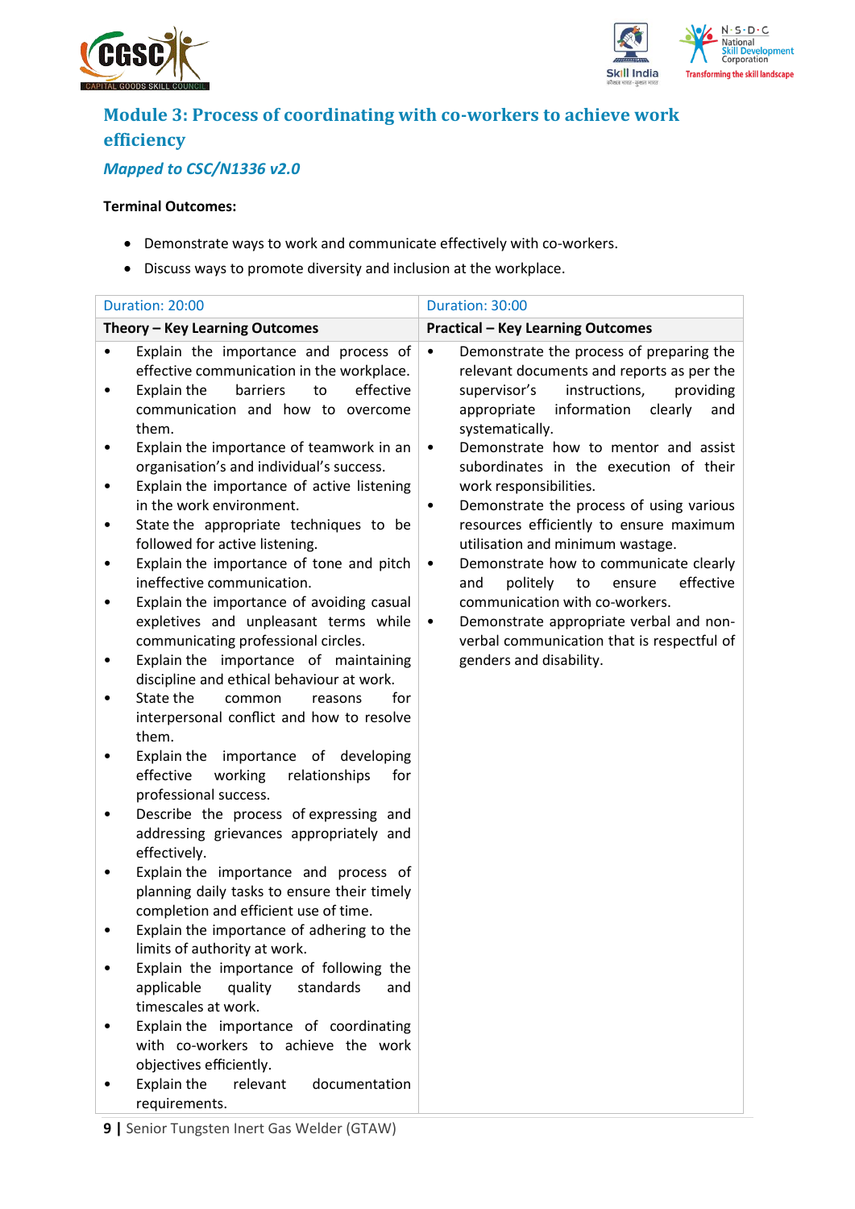## Module 3: Process of coordinating with co-workers to achieve work efficiency

### *Mapped to CSC/N1336 v2.0*

**Terminal Outcomes:**

- Demonstrate ways to work and communicate effectively with co-workers.
- Discuss ways to promote diversity and inclusion at the workplace.

| Duration: 20:00 | Duration: 30:00 |
|---|---|
| **Theory – Key Learning Outcomes** | **Practical – Key Learning Outcomes** |
| • Explain the importance and process of effective communication in the workplace.<br>• Explain the barriers to effective communication and how to overcome them.<br>• Explain the importance of teamwork in an organisation's and individual's success.<br>• Explain the importance of active listening in the work environment.<br>• State the appropriate techniques to be followed for active listening.<br>• Explain the importance of tone and pitch ineffective communication.<br>• Explain the importance of avoiding casual expletives and unpleasant terms while communicating professional circles.<br>• Explain the importance of maintaining discipline and ethical behaviour at work.<br>• State the common reasons for interpersonal conflict and how to resolve them.<br>• Explain the importance of developing effective working relationships for professional success.<br>• Describe the process of expressing and addressing grievances appropriately and effectively.<br>• Explain the importance and process of planning daily tasks to ensure their timely completion and efficient use of time.<br>• Explain the importance of adhering to the limits of authority at work.<br>• Explain the importance of following the applicable quality standards and timescales at work.<br>• Explain the importance of coordinating with co-workers to achieve the work objectives efficiently.<br>• Explain the relevant documentation requirements. | • Demonstrate the process of preparing the relevant documents and reports as per the supervisor's instructions, providing appropriate information clearly and systematically.<br>• Demonstrate how to mentor and assist subordinates in the execution of their work responsibilities.<br>• Demonstrate the process of using various resources efficiently to ensure maximum utilisation and minimum wastage.<br>• Demonstrate how to communicate clearly and politely to ensure effective communication with co-workers.<br>• Demonstrate appropriate verbal and non-verbal communication that is respectful of genders and disability. |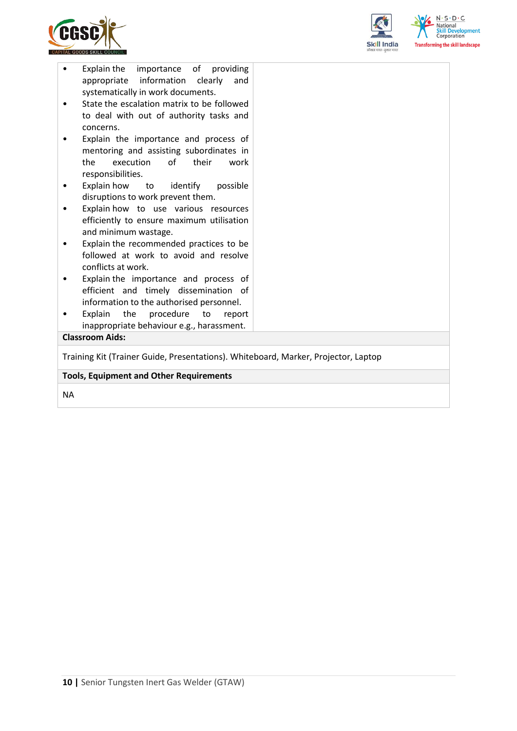| | |
|---|---|
| • Explain the importance of providing appropriate information clearly and systematically in work documents.<br>• State the escalation matrix to be followed to deal with out of authority tasks and concerns.<br>• Explain the importance and process of mentoring and assisting subordinates in the execution of their work responsibilities.<br>• Explain how to identify possible disruptions to work prevent them.<br>• Explain how to use various resources efficiently to ensure maximum utilisation and minimum wastage.<br>• Explain the recommended practices to be followed at work to avoid and resolve conflicts at work.<br>• Explain the importance and process of efficient and timely dissemination of information to the authorised personnel.<br>• Explain the procedure to report inappropriate behaviour e.g., harassment. | |

**Classroom Aids:**

Training Kit (Trainer Guide, Presentations). Whiteboard, Marker, Projector, Laptop

**Tools, Equipment and Other Requirements**

NA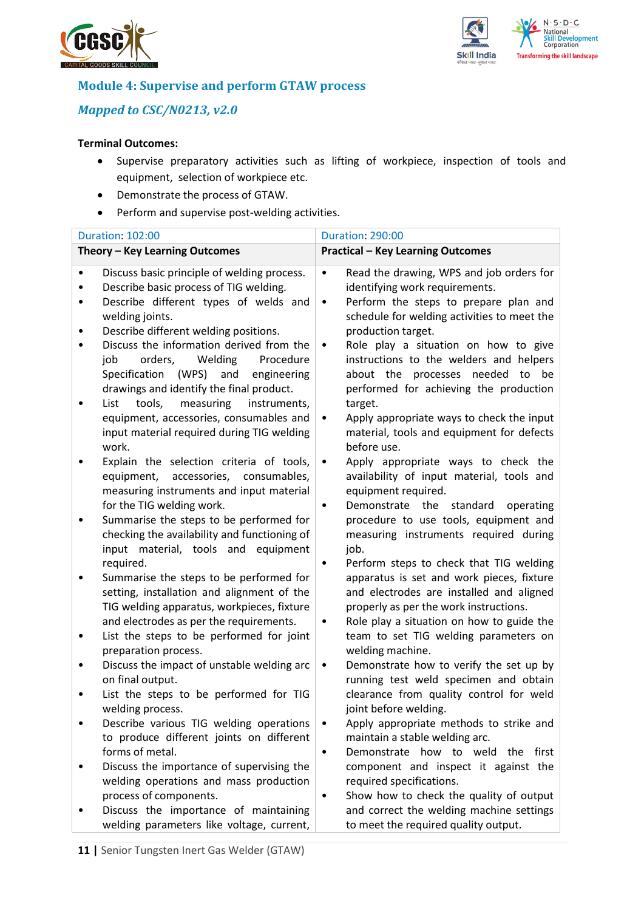## Module 4: Supervise and perform GTAW process

### *Mapped to CSC/N0213, v2.0*

**Terminal Outcomes:**

- Supervise preparatory activities such as lifting of workpiece, inspection of tools and equipment, selection of workpiece etc.
- Demonstrate the process of GTAW.
- Perform and supervise post-welding activities.

| Duration: 102:00 | Duration: 290:00 |
|---|---|
| **Theory – Key Learning Outcomes** | **Practical – Key Learning Outcomes** |
| • Discuss basic principle of welding process.<br>• Describe basic process of TIG welding.<br>• Describe different types of welds and welding joints.<br>• Describe different welding positions.<br>• Discuss the information derived from the job orders, Welding Procedure Specification (WPS) and engineering drawings and identify the final product.<br>• List tools, measuring instruments, equipment, accessories, consumables and input material required during TIG welding work.<br>• Explain the selection criteria of tools, equipment, accessories, consumables, measuring instruments and input material for the TIG welding work.<br>• Summarise the steps to be performed for checking the availability and functioning of input material, tools and equipment required.<br>• Summarise the steps to be performed for setting, installation and alignment of the TIG welding apparatus, workpieces, fixture and electrodes as per the requirements.<br>• List the steps to be performed for joint preparation process.<br>• Discuss the impact of unstable welding arc on final output.<br>• List the steps to be performed for TIG welding process.<br>• Describe various TIG welding operations to produce different joints on different forms of metal.<br>• Discuss the importance of supervising the welding operations and mass production process of components.<br>• Discuss the importance of maintaining welding parameters like voltage, current, | • Read the drawing, WPS and job orders for identifying work requirements.<br>• Perform the steps to prepare plan and schedule for welding activities to meet the production target.<br>• Role play a situation on how to give instructions to the welders and helpers about the processes needed to be performed for achieving the production target.<br>• Apply appropriate ways to check the input material, tools and equipment for defects before use.<br>• Apply appropriate ways to check the availability of input material, tools and equipment required.<br>• Demonstrate the standard operating procedure to use tools, equipment and measuring instruments required during job.<br>• Perform steps to check that TIG welding apparatus is set and work pieces, fixture and electrodes are installed and aligned properly as per the work instructions.<br>• Role play a situation on how to guide the team to set TIG welding parameters on welding machine.<br>• Demonstrate how to verify the set up by running test weld specimen and obtain clearance from quality control for weld joint before welding.<br>• Apply appropriate methods to strike and maintain a stable welding arc.<br>• Demonstrate how to weld the first component and inspect it against the required specifications.<br>• Show how to check the quality of output and correct the welding machine settings to meet the required quality output. |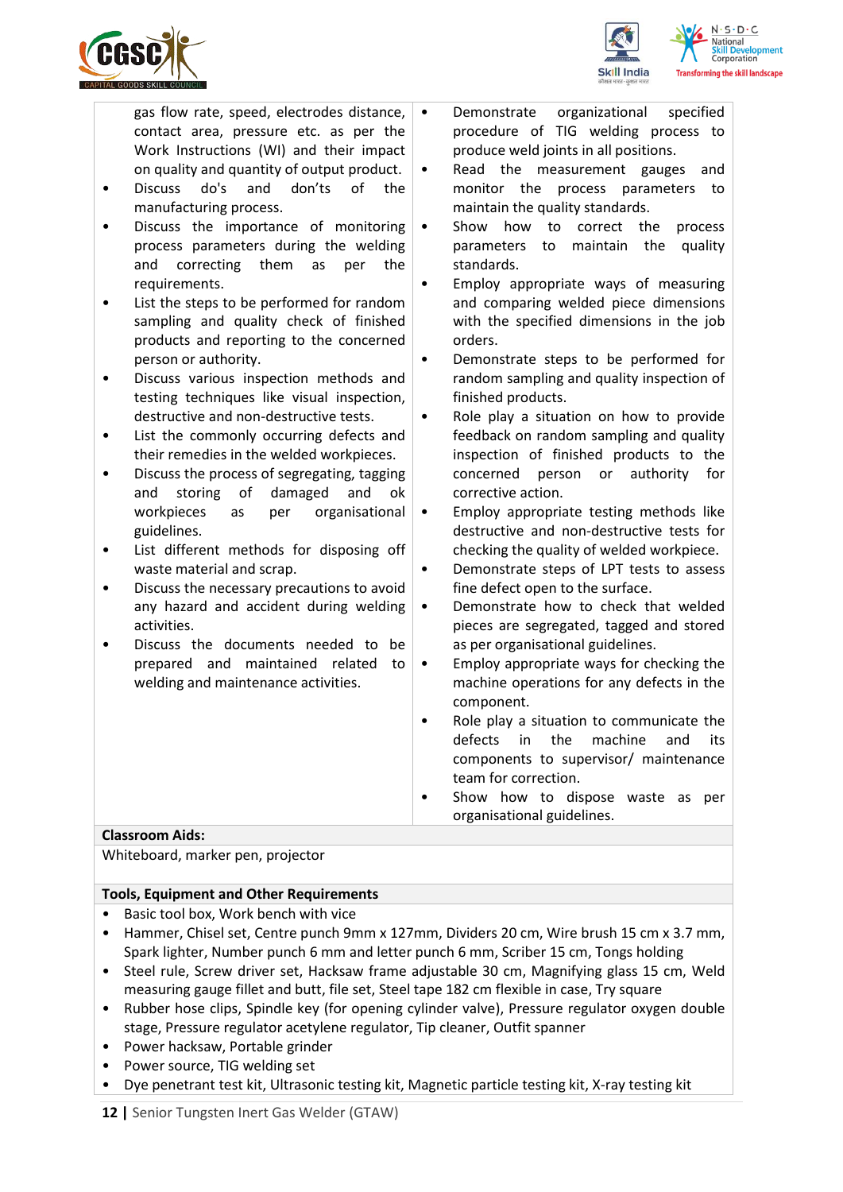| | |
|---|---|
| gas flow rate, speed, electrodes distance, contact area, pressure etc. as per the Work Instructions (WI) and their impact on quality and quantity of output product.<br>• Discuss do's and don'ts of the manufacturing process.<br>• Discuss the importance of monitoring process parameters during the welding and correcting them as per the requirements.<br>• List the steps to be performed for random sampling and quality check of finished products and reporting to the concerned person or authority.<br>• Discuss various inspection methods and testing techniques like visual inspection, destructive and non-destructive tests.<br>• List the commonly occurring defects and their remedies in the welded workpieces.<br>• Discuss the process of segregating, tagging and storing of damaged and ok workpieces as per organisational guidelines.<br>• List different methods for disposing off waste material and scrap.<br>• Discuss the necessary precautions to avoid any hazard and accident during welding activities.<br>• Discuss the documents needed to be prepared and maintained related to welding and maintenance activities. | • Demonstrate organizational specified procedure of TIG welding process to produce weld joints in all positions.<br>• Read the measurement gauges and monitor the process parameters to maintain the quality standards.<br>• Show how to correct the process parameters to maintain the quality standards.<br>• Employ appropriate ways of measuring and comparing welded piece dimensions with the specified dimensions in the job orders.<br>• Demonstrate steps to be performed for random sampling and quality inspection of finished products.<br>• Role play a situation on how to provide feedback on random sampling and quality inspection of finished products to the concerned person or authority for corrective action.<br>• Employ appropriate testing methods like destructive and non-destructive tests for checking the quality of welded workpiece.<br>• Demonstrate steps of LPT tests to assess fine defect open to the surface.<br>• Demonstrate how to check that welded pieces are segregated, tagged and stored as per organisational guidelines.<br>• Employ appropriate ways for checking the machine operations for any defects in the component.<br>• Role play a situation to communicate the defects in the machine and its components to supervisor/ maintenance team for correction.<br>• Show how to dispose waste as per organisational guidelines. |

**Classroom Aids:**

Whiteboard, marker pen, projector

**Tools, Equipment and Other Requirements**

- Basic tool box, Work bench with vice
- Hammer, Chisel set, Centre punch 9mm x 127mm, Dividers 20 cm, Wire brush 15 cm x 3.7 mm, Spark lighter, Number punch 6 mm and letter punch 6 mm, Scriber 15 cm, Tongs holding
- Steel rule, Screw driver set, Hacksaw frame adjustable 30 cm, Magnifying glass 15 cm, Weld measuring gauge fillet and butt, file set, Steel tape 182 cm flexible in case, Try square
- Rubber hose clips, Spindle key (for opening cylinder valve), Pressure regulator oxygen double stage, Pressure regulator acetylene regulator, Tip cleaner, Outfit spanner
- Power hacksaw, Portable grinder
- Power source, TIG welding set
- Dye penetrant test kit, Ultrasonic testing kit, Magnetic particle testing kit, X-ray testing kit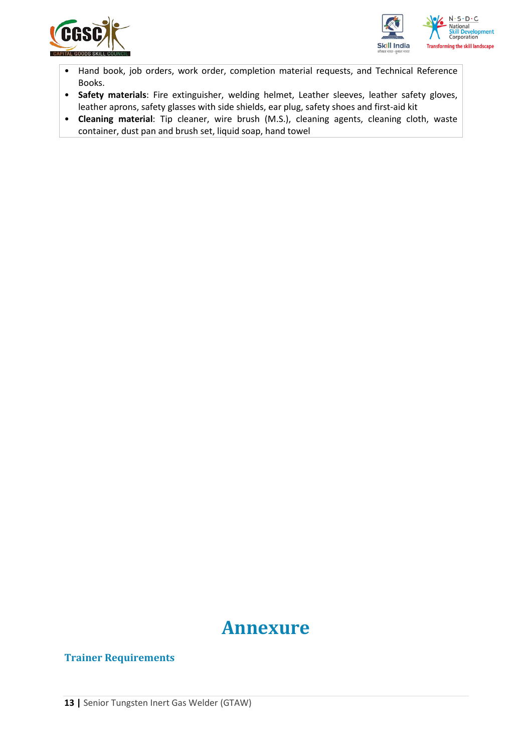- Hand book, job orders, work order, completion material requests, and Technical Reference Books.
- **Safety materials**: Fire extinguisher, welding helmet, Leather sleeves, leather safety gloves, leather aprons, safety glasses with side shields, ear plug, safety shoes and first-aid kit
- **Cleaning material**: Tip cleaner, wire brush (M.S.), cleaning agents, cleaning cloth, waste container, dust pan and brush set, liquid soap, hand towel

# Annexure

## Trainer Requirements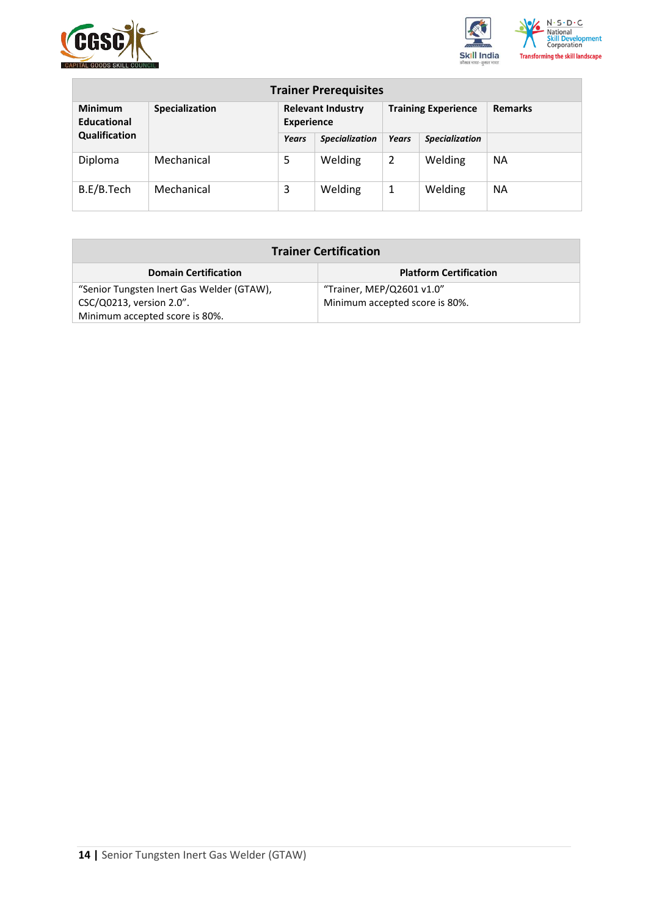## Trainer Prerequisites

| Minimum Educational Qualification | Specialization | Relevant Industry Experience | | Training Experience | | Remarks |
|---|---|---|---|---|---|---|
| | | *Years* | *Specialization* | *Years* | *Specialization* | |
| Diploma | Mechanical | 5 | Welding | 2 | Welding | NA |
| B.E/B.Tech | Mechanical | 3 | Welding | 1 | Welding | NA |

## Trainer Certification

| Domain Certification | Platform Certification |
|---|---|
| "Senior Tungsten Inert Gas Welder (GTAW), CSC/Q0213, version 2.0". Minimum accepted score is 80%. | "Trainer, MEP/Q2601 v1.0" Minimum accepted score is 80%. |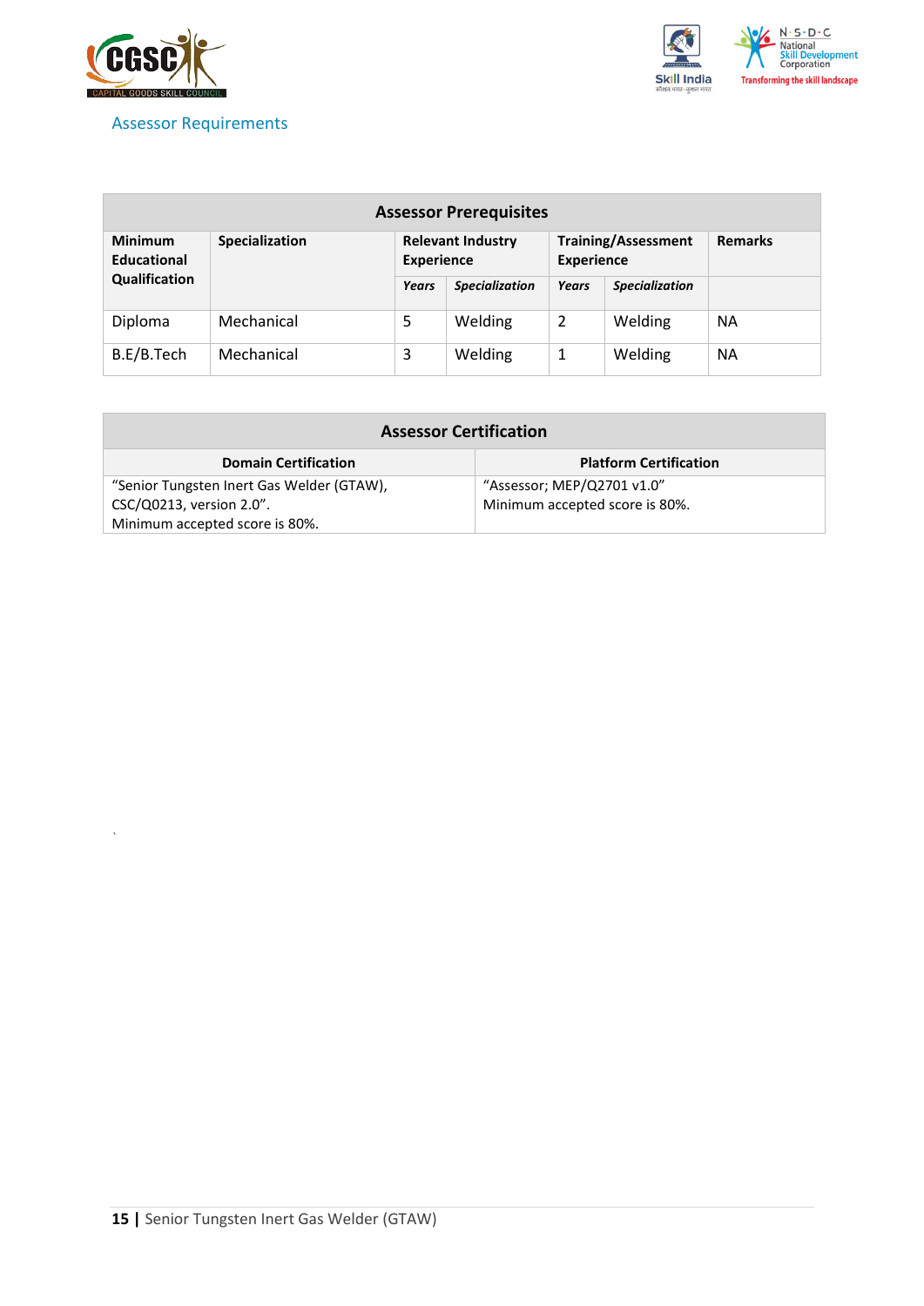## Assessor Requirements

| Assessor Prerequisites | | | | | | |
|---|---|---|---|---|---|---|
| **Minimum Educational Qualification** | **Specialization** | **Relevant Industry Experience** | | **Training/Assessment Experience** | | **Remarks** |
| | | *Years* | *Specialization* | *Years* | *Specialization* | |
| Diploma | Mechanical | 5 | Welding | 2 | Welding | NA |
| B.E/B.Tech | Mechanical | 3 | Welding | 1 | Welding | NA |

| Assessor Certification | |
|---|---|
| **Domain Certification** | **Platform Certification** |
| "Senior Tungsten Inert Gas Welder (GTAW), CSC/Q0213, version 2.0". Minimum accepted score is 80%. | "Assessor; MEP/Q2701 v1.0" Minimum accepted score is 80%. |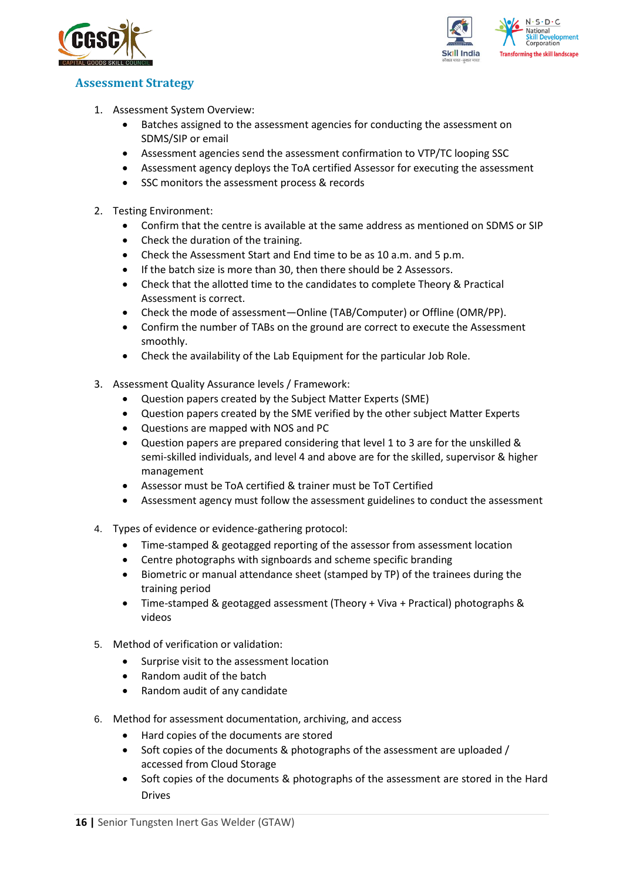## Assessment Strategy

1. Assessment System Overview:
   - Batches assigned to the assessment agencies for conducting the assessment on SDMS/SIP or email
   - Assessment agencies send the assessment confirmation to VTP/TC looping SSC
   - Assessment agency deploys the ToA certified Assessor for executing the assessment
   - SSC monitors the assessment process & records

2. Testing Environment:
   - Confirm that the centre is available at the same address as mentioned on SDMS or SIP
   - Check the duration of the training.
   - Check the Assessment Start and End time to be as 10 a.m. and 5 p.m.
   - If the batch size is more than 30, then there should be 2 Assessors.
   - Check that the allotted time to the candidates to complete Theory & Practical Assessment is correct.
   - Check the mode of assessment—Online (TAB/Computer) or Offline (OMR/PP).
   - Confirm the number of TABs on the ground are correct to execute the Assessment smoothly.
   - Check the availability of the Lab Equipment for the particular Job Role.

3. Assessment Quality Assurance levels / Framework:
   - Question papers created by the Subject Matter Experts (SME)
   - Question papers created by the SME verified by the other subject Matter Experts
   - Questions are mapped with NOS and PC
   - Question papers are prepared considering that level 1 to 3 are for the unskilled & semi-skilled individuals, and level 4 and above are for the skilled, supervisor & higher management
   - Assessor must be ToA certified & trainer must be ToT Certified
   - Assessment agency must follow the assessment guidelines to conduct the assessment

4. Types of evidence or evidence-gathering protocol:
   - Time-stamped & geotagged reporting of the assessor from assessment location
   - Centre photographs with signboards and scheme specific branding
   - Biometric or manual attendance sheet (stamped by TP) of the trainees during the training period
   - Time-stamped & geotagged assessment (Theory + Viva + Practical) photographs & videos

5. Method of verification or validation:
   - Surprise visit to the assessment location
   - Random audit of the batch
   - Random audit of any candidate

6. Method for assessment documentation, archiving, and access
   - Hard copies of the documents are stored
   - Soft copies of the documents & photographs of the assessment are uploaded / accessed from Cloud Storage
   - Soft copies of the documents & photographs of the assessment are stored in the Hard Drives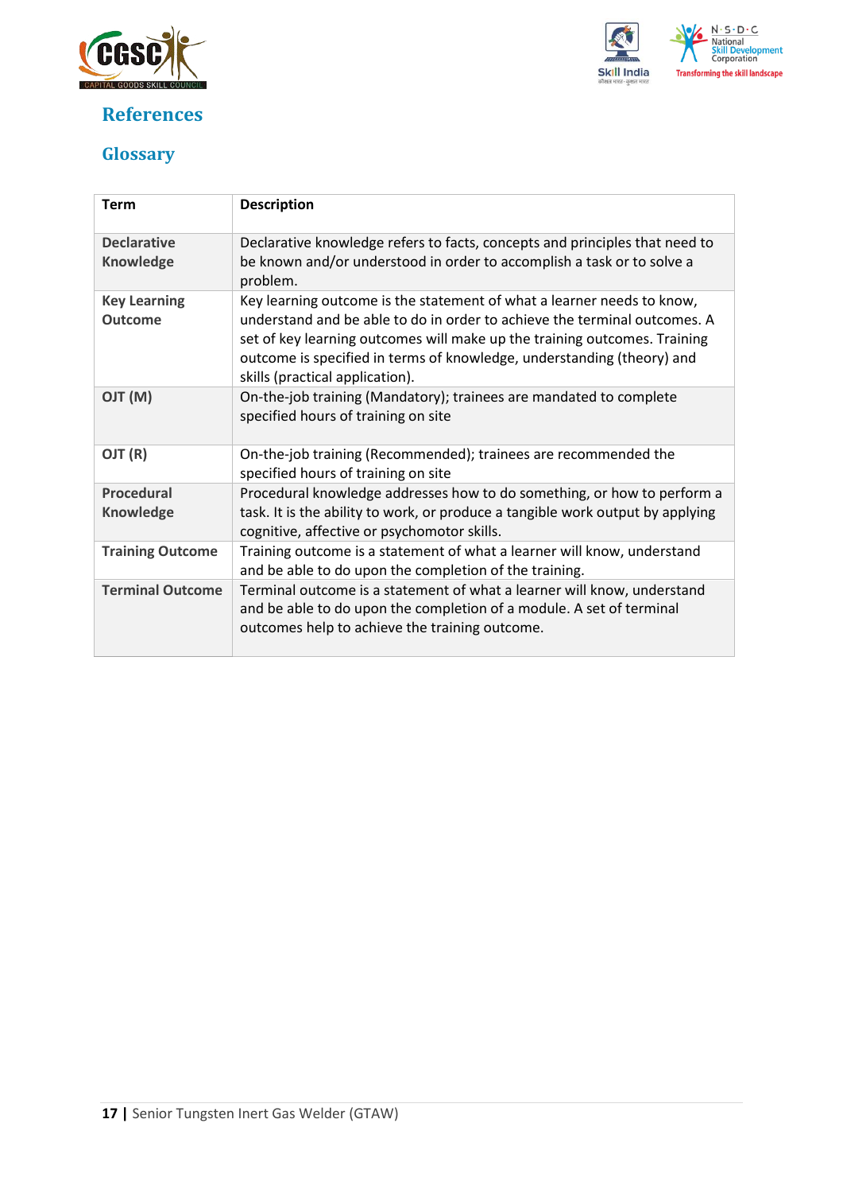## References

### Glossary

| Term | Description |
|---|---|
| **Declarative Knowledge** | Declarative knowledge refers to facts, concepts and principles that need to be known and/or understood in order to accomplish a task or to solve a problem. |
| **Key Learning Outcome** | Key learning outcome is the statement of what a learner needs to know, understand and be able to do in order to achieve the terminal outcomes. A set of key learning outcomes will make up the training outcomes. Training outcome is specified in terms of knowledge, understanding (theory) and skills (practical application). |
| **OJT (M)** | On-the-job training (Mandatory); trainees are mandated to complete specified hours of training on site |
| **OJT (R)** | On-the-job training (Recommended); trainees are recommended the specified hours of training on site |
| **Procedural Knowledge** | Procedural knowledge addresses how to do something, or how to perform a task. It is the ability to work, or produce a tangible work output by applying cognitive, affective or psychomotor skills. |
| **Training Outcome** | Training outcome is a statement of what a learner will know, understand and be able to do upon the completion of the training. |
| **Terminal Outcome** | Terminal outcome is a statement of what a learner will know, understand and be able to do upon the completion of a module. A set of terminal outcomes help to achieve the training outcome. |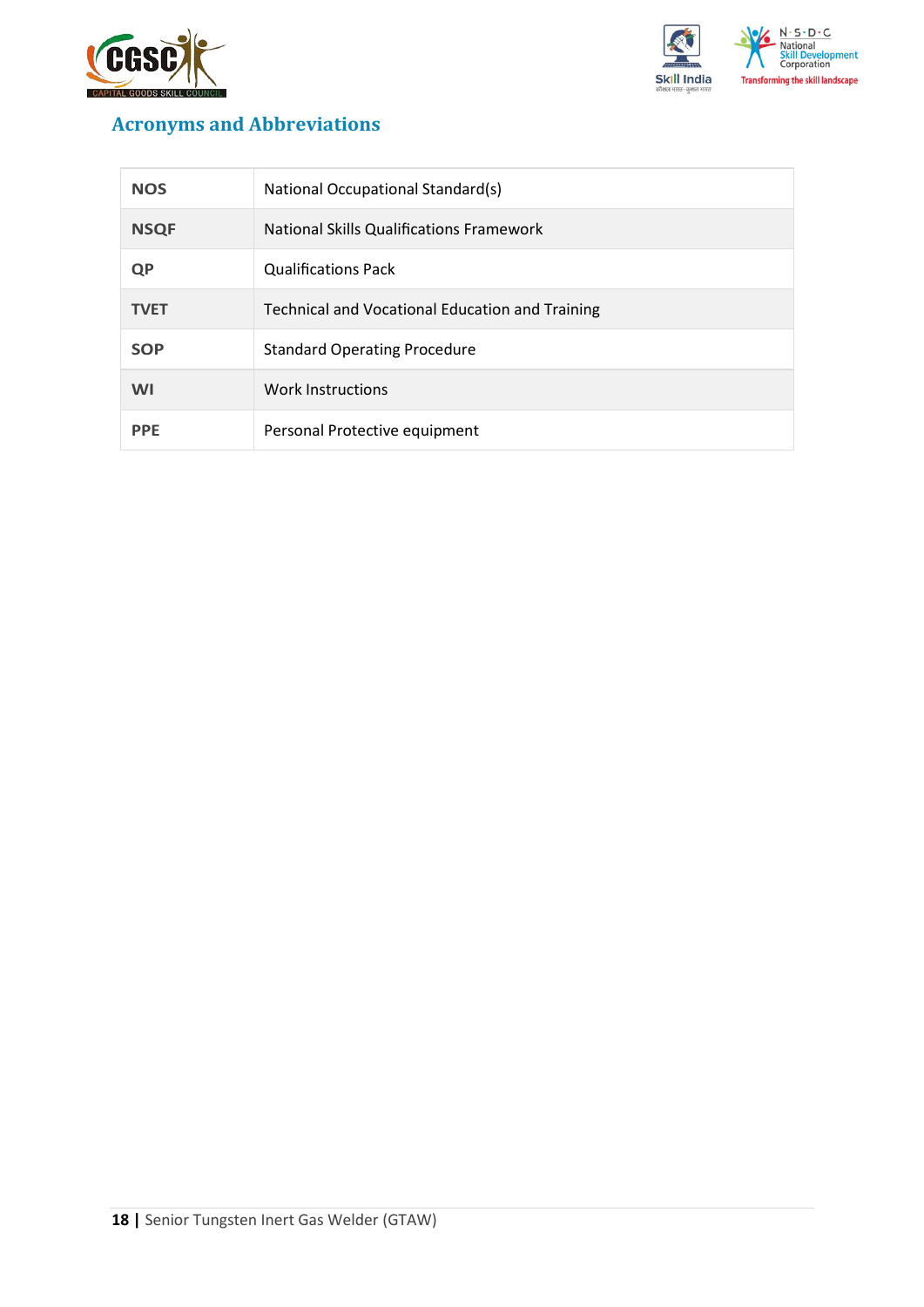## Acronyms and Abbreviations

| | |
|---|---|
| **NOS** | National Occupational Standard(s) |
| **NSQF** | National Skills Qualifications Framework |
| **QP** | Qualifications Pack |
| **TVET** | Technical and Vocational Education and Training |
| **SOP** | Standard Operating Procedure |
| **WI** | Work Instructions |
| **PPE** | Personal Protective equipment |